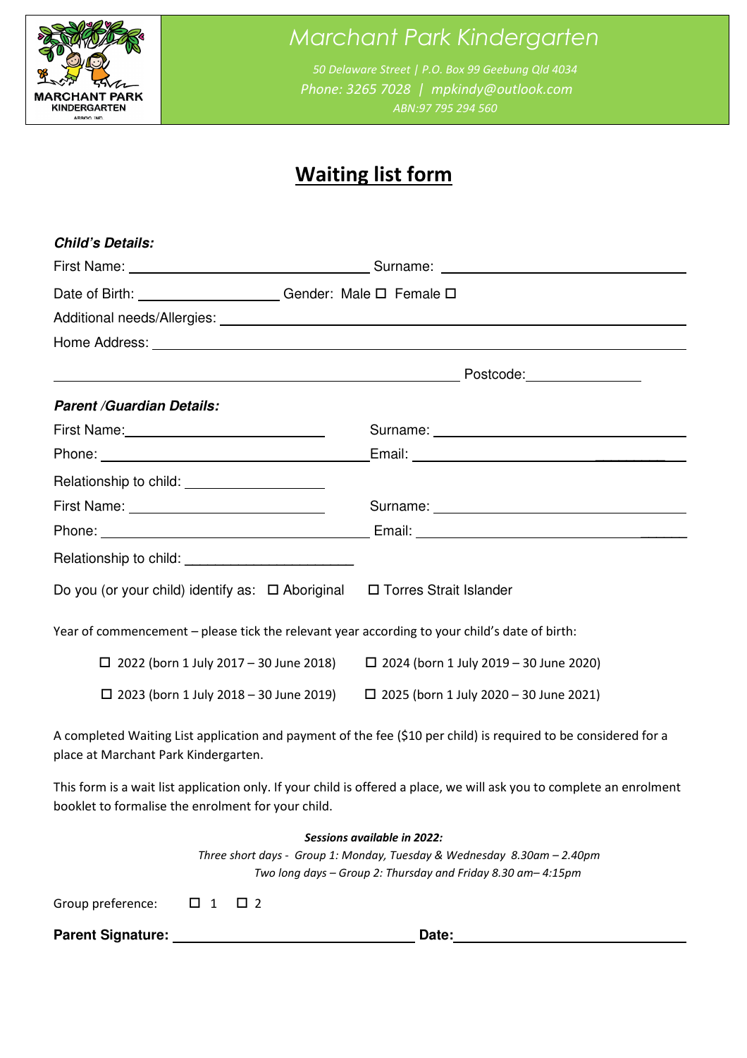# Marchant Park Kindergarten

*50 Delaware Street | P.O. Box 99 Geebung Qld 4034*
*Phone: 3265 7028 | mpkindy@outlook.com*
*ABN:97 795 294 560*

## Waiting list form

***Child's Details:***

First Name: ______________________________ Surname: ______________________________

Date of Birth: __________________ Gender: Male ☐ Female ☐

Additional needs/Allergies: ______________________________________________________

Home Address: _____________________________________________________________

_______________________________________________ Postcode: _______________

***Parent /Guardian Details:***

First Name: ________________________ Surname: ______________________________

Phone: ________________________________ Email: ______________________________

Relationship to child: __________________

First Name: ________________________ Surname: ______________________________

Phone: ________________________________ Email: ______________________________

Relationship to child: ______________________

Do you (or your child) identify as: ☐ Aboriginal ☐ Torres Strait Islander

Year of commencement – please tick the relevant year according to your child's date of birth:

☐ 2022 (born 1 July 2017 – 30 June 2018) ☐ 2024 (born 1 July 2019 – 30 June 2020)

☐ 2023 (born 1 July 2018 – 30 June 2019) ☐ 2025 (born 1 July 2020 – 30 June 2021)

A completed Waiting List application and payment of the fee ($10 per child) is required to be considered for a place at Marchant Park Kindergarten.

This form is a wait list application only. If your child is offered a place, we will ask you to complete an enrolment booklet to formalise the enrolment for your child.

***Sessions available in 2022:***

*Three short days - Group 1: Monday, Tuesday & Wednesday 8.30am – 2.40pm*

*Two long days – Group 2: Thursday and Friday 8.30 am– 4:15pm*

Group preference: ☐ 1 ☐ 2

**Parent Signature:** ______________________________ **Date:** ______________________________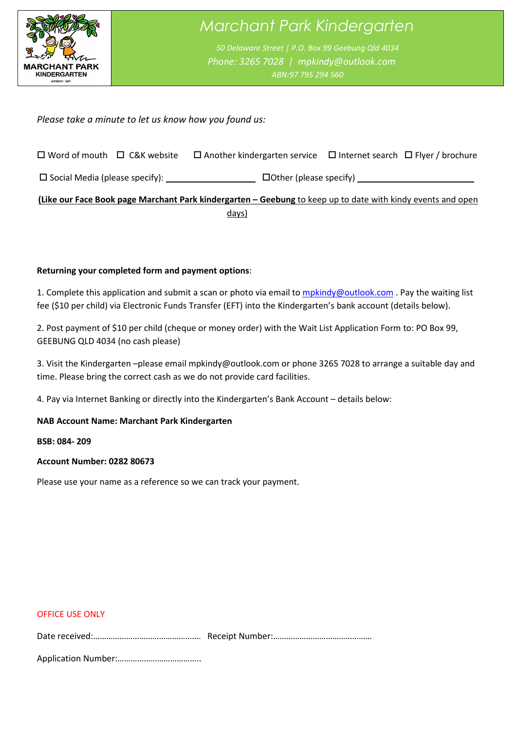# Marchant Park Kindergarten

*50 Delaware Street | P.O. Box 99 Geebung Qld 4034*
*Phone: 3265 7028 | mpkindy@outlook.com*
*ABN:97 795 294 560*

*Please take a minute to let us know how you found us:*

☐ Word of mouth ☐ C&K website ☐ Another kindergarten service ☐ Internet search ☐ Flyer / brochure

☐ Social Media (please specify): ____________________ ☐Other (please specify) ____________________

**(Like our Face Book page Marchant Park kindergarten – Geebung** to keep up to date with kindy events and open days)

**Returning your completed form and payment options**:

1. Complete this application and submit a scan or photo via email to mpkindy@outlook.com . Pay the waiting list fee ($10 per child) via Electronic Funds Transfer (EFT) into the Kindergarten's bank account (details below).

2. Post payment of $10 per child (cheque or money order) with the Wait List Application Form to: PO Box 99, GEEBUNG QLD 4034 (no cash please)

3. Visit the Kindergarten –please email mpkindy@outlook.com or phone 3265 7028 to arrange a suitable day and time. Please bring the correct cash as we do not provide card facilities.

4. Pay via Internet Banking or directly into the Kindergarten's Bank Account – details below:

**NAB Account Name: Marchant Park Kindergarten**

**BSB: 084- 209**

**Account Number: 0282 80673**

Please use your name as a reference so we can track your payment.

OFFICE USE ONLY

Date received:…………………………………………. Receipt Number:………………………………………

Application Number:………………………………..